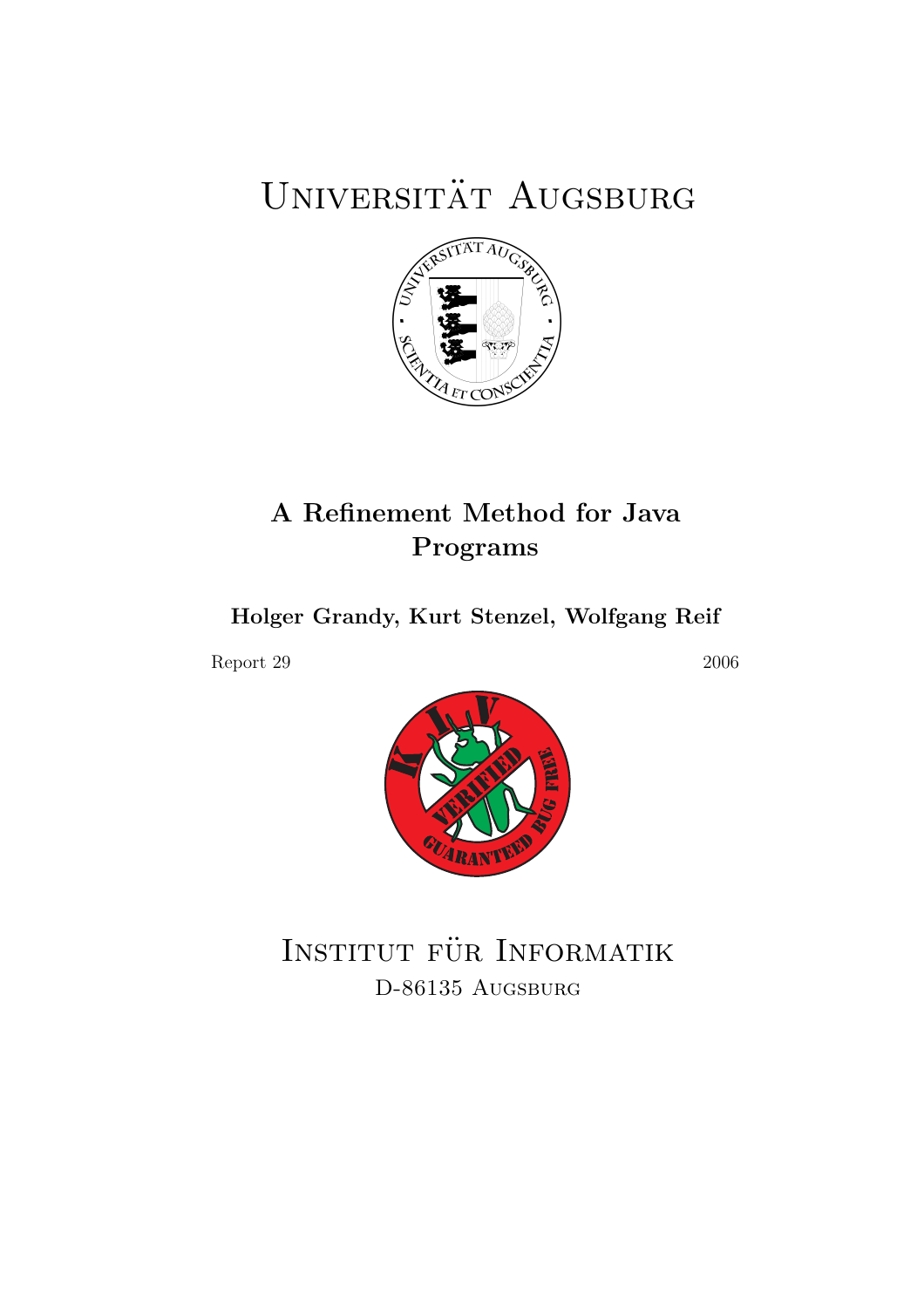# Universität Augsburg

## A Refinement Method for Java Programs

**Holger Grandy, Kurt Stenzel, Wolfgang Reif**

Report 29 2006

Institut für Informatik
D-86135 Augsburg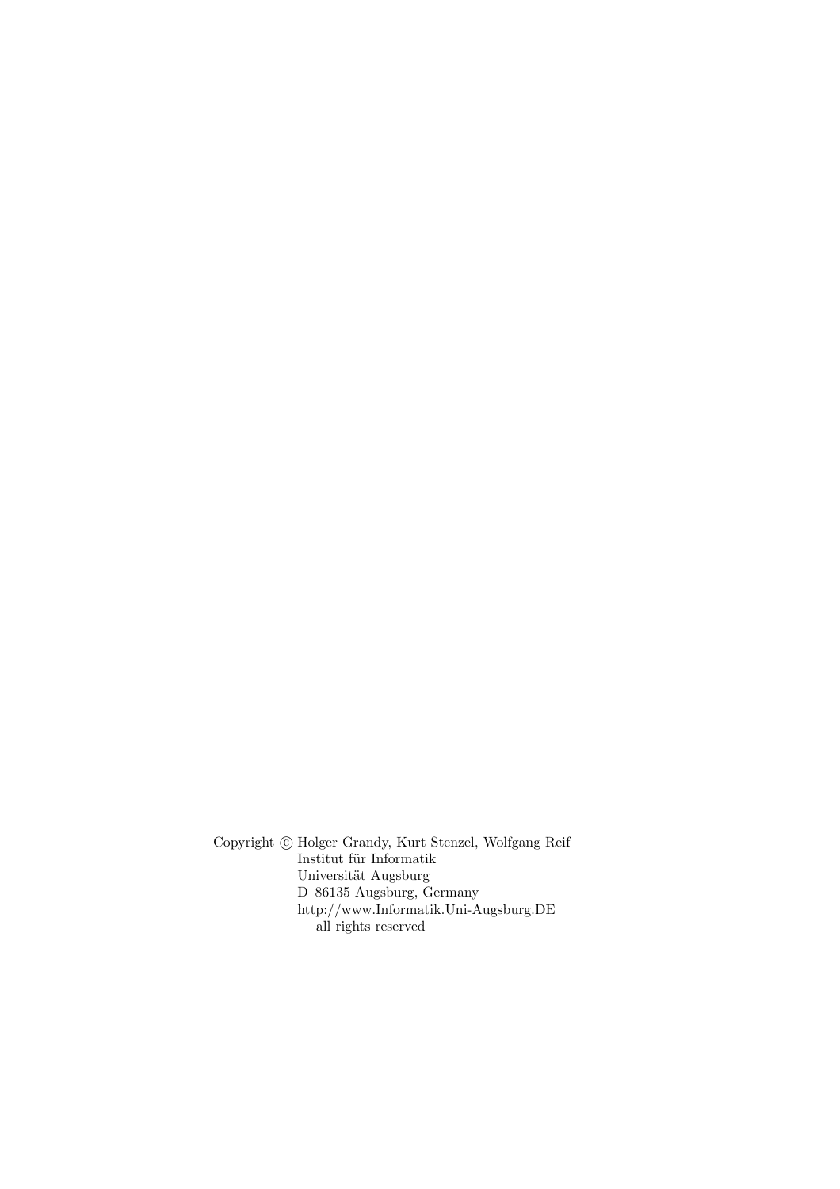Copyright © Holger Grandy, Kurt Stenzel, Wolfgang Reif
Institut für Informatik
Universität Augsburg
D–86135 Augsburg, Germany
http://www.Informatik.Uni-Augsburg.DE
— all rights reserved —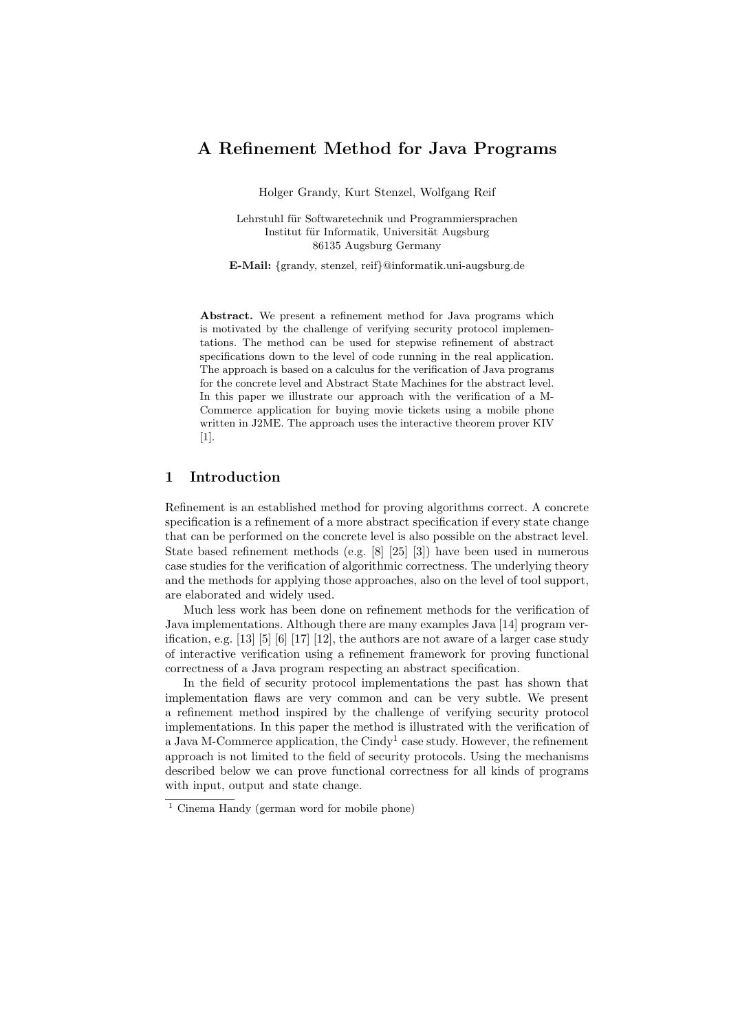# A Refinement Method for Java Programs

Holger Grandy, Kurt Stenzel, Wolfgang Reif

Lehrstuhl für Softwaretechnik und Programmiersprachen  
Institut für Informatik, Universität Augsburg  
86135 Augsburg Germany

**E-Mail:** {grandy, stenzel, reif}@informatik.uni-augsburg.de

**Abstract.** We present a refinement method for Java programs which is motivated by the challenge of verifying security protocol implementations. The method can be used for stepwise refinement of abstract specifications down to the level of code running in the real application. The approach is based on a calculus for the verification of Java programs for the concrete level and Abstract State Machines for the abstract level. In this paper we illustrate our approach with the verification of a M-Commerce application for buying movie tickets using a mobile phone written in J2ME. The approach uses the interactive theorem prover KIV [1].

## 1 Introduction

Refinement is an established method for proving algorithms correct. A concrete specification is a refinement of a more abstract specification if every state change that can be performed on the concrete level is also possible on the abstract level. State based refinement methods (e.g. [8] [25] [3]) have been used in numerous case studies for the verification of algorithmic correctness. The underlying theory and the methods for applying those approaches, also on the level of tool support, are elaborated and widely used.

Much less work has been done on refinement methods for the verification of Java implementations. Although there are many examples Java [14] program verification, e.g. [13] [5] [6] [17] [12], the authors are not aware of a larger case study of interactive verification using a refinement framework for proving functional correctness of a Java program respecting an abstract specification.

In the field of security protocol implementations the past has shown that implementation flaws are very common and can be very subtle. We present a refinement method inspired by the challenge of verifying security protocol implementations. In this paper the method is illustrated with the verification of a Java M-Commerce application, the Cindy[1] case study. However, the refinement approach is not limited to the field of security protocols. Using the mechanisms described below we can prove functional correctness for all kinds of programs with input, output and state change.

[1] Cinema Handy (german word for mobile phone)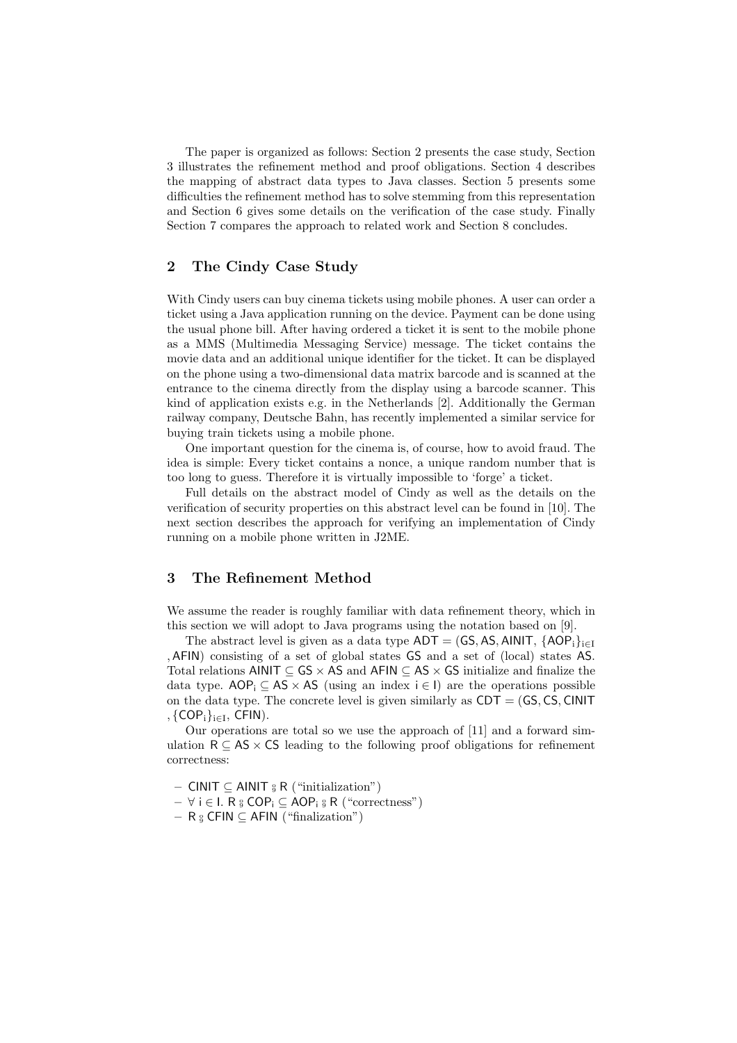The paper is organized as follows: Section 2 presents the case study, Section 3 illustrates the refinement method and proof obligations. Section 4 describes the mapping of abstract data types to Java classes. Section 5 presents some difficulties the refinement method has to solve stemming from this representation and Section 6 gives some details on the verification of the case study. Finally Section 7 compares the approach to related work and Section 8 concludes.

## 2 The Cindy Case Study

With Cindy users can buy cinema tickets using mobile phones. A user can order a ticket using a Java application running on the device. Payment can be done using the usual phone bill. After having ordered a ticket it is sent to the mobile phone as a MMS (Multimedia Messaging Service) message. The ticket contains the movie data and an additional unique identifier for the ticket. It can be displayed on the phone using a two-dimensional data matrix barcode and is scanned at the entrance to the cinema directly from the display using a barcode scanner. This kind of application exists e.g. in the Netherlands [2]. Additionally the German railway company, Deutsche Bahn, has recently implemented a similar service for buying train tickets using a mobile phone.

One important question for the cinema is, of course, how to avoid fraud. The idea is simple: Every ticket contains a nonce, a unique random number that is too long to guess. Therefore it is virtually impossible to 'forge' a ticket.

Full details on the abstract model of Cindy as well as the details on the verification of security properties on this abstract level can be found in [10]. The next section describes the approach for verifying an implementation of Cindy running on a mobile phone written in J2ME.

## 3 The Refinement Method

We assume the reader is roughly familiar with data refinement theory, which in this section we will adopt to Java programs using the notation based on [9].

The abstract level is given as a data type $\mathsf{ADT} = (\mathsf{GS}, \mathsf{AS}, \mathsf{AINIT}, \{\mathsf{AOP_i}\}_{i \in I}, \mathsf{AFIN})$ consisting of a set of global states $\mathsf{GS}$ and a set of (local) states $\mathsf{AS}$. Total relations $\mathsf{AINIT} \subseteq \mathsf{GS} \times \mathsf{AS}$ and $\mathsf{AFIN} \subseteq \mathsf{AS} \times \mathsf{GS}$ initialize and finalize the data type. $\mathsf{AOP_i} \subseteq \mathsf{AS} \times \mathsf{AS}$ (using an index $\mathsf{i} \in \mathsf{I}$) are the operations possible on the data type. The concrete level is given similarly as $\mathsf{CDT} = (\mathsf{GS}, \mathsf{CS}, \mathsf{CINIT}, \{\mathsf{COP_i}\}_{i \in I}, \mathsf{CFIN})$.

Our operations are total so we use the approach of [11] and a forward simulation $\mathsf{R} \subseteq \mathsf{AS} \times \mathsf{CS}$ leading to the following proof obligations for refinement correctness:

- $\mathsf{CINIT} \subseteq \mathsf{AINIT} \mathbin{;} \mathsf{R}$ ("initialization")
- $\forall\, \mathsf{i} \in \mathsf{I}.\ \mathsf{R} \mathbin{;} \mathsf{COP_i} \subseteq \mathsf{AOP_i} \mathbin{;} \mathsf{R}$ ("correctness")
- $\mathsf{R} \mathbin{;} \mathsf{CFIN} \subseteq \mathsf{AFIN}$ ("finalization")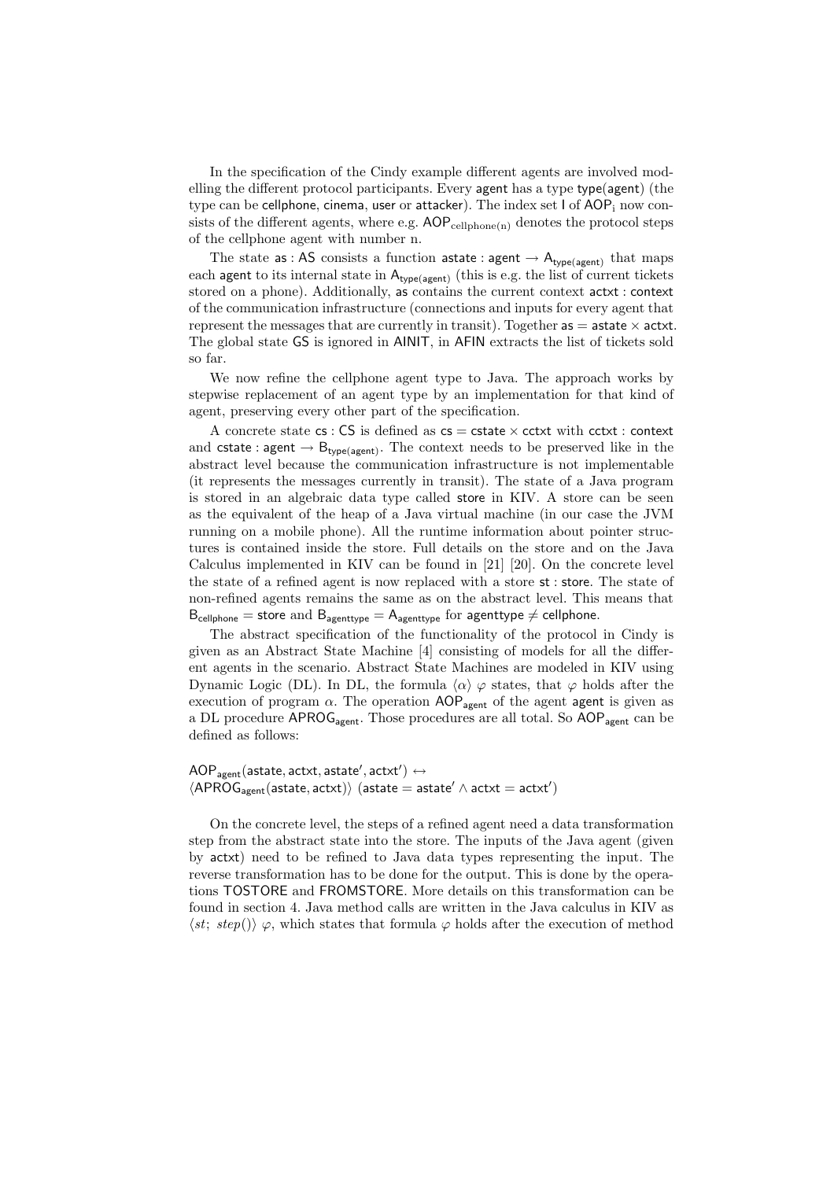In the specification of the Cindy example different agents are involved modelling the different protocol participants. Every agent has a type type(agent) (the type can be cellphone, cinema, user or attacker). The index set I of $\mathsf{AOP}_i$ now consists of the different agents, where e.g. $\mathsf{AOP}_{\mathrm{cellphone(n)}}$ denotes the protocol steps of the cellphone agent with number n.

The state as : AS consists a function astate : agent $\rightarrow \mathsf{A}_{\mathsf{type(agent)}}$ that maps each agent to its internal state in $\mathsf{A}_{\mathsf{type(agent)}}$ (this is e.g. the list of current tickets stored on a phone). Additionally, as contains the current context actxt : context of the communication infrastructure (connections and inputs for every agent that represent the messages that are currently in transit). Together as = astate × actxt. The global state GS is ignored in AINIT, in AFIN extracts the list of tickets sold so far.

We now refine the cellphone agent type to Java. The approach works by stepwise replacement of an agent type by an implementation for that kind of agent, preserving every other part of the specification.

A concrete state cs : CS is defined as cs = cstate × cctxt with cctxt : context and cstate : agent $\rightarrow \mathsf{B}_{\mathsf{type(agent)}}$. The context needs to be preserved like in the abstract level because the communication infrastructure is not implementable (it represents the messages currently in transit). The state of a Java program is stored in an algebraic data type called store in KIV. A store can be seen as the equivalent of the heap of a Java virtual machine (in our case the JVM running on a mobile phone). All the runtime information about pointer structures is contained inside the store. Full details on the store and on the Java Calculus implemented in KIV can be found in [21] [20]. On the concrete level the state of a refined agent is now replaced with a store st : store. The state of non-refined agents remains the same as on the abstract level. This means that $\mathsf{B}_{\mathsf{cellphone}} = \mathsf{store}$ and $\mathsf{B}_{\mathsf{agenttype}} = \mathsf{A}_{\mathsf{agenttype}}$ for agenttype ≠ cellphone.

The abstract specification of the functionality of the protocol in Cindy is given as an Abstract State Machine [4] consisting of models for all the different agents in the scenario. Abstract State Machines are modeled in KIV using Dynamic Logic (DL). In DL, the formula $\langle\alpha\rangle\ \varphi$ states, that $\varphi$ holds after the execution of program $\alpha$. The operation $\mathsf{AOP}_{\mathsf{agent}}$ of the agent agent is given as a DL procedure $\mathsf{APROG}_{\mathsf{agent}}$. Those procedures are all total. So $\mathsf{AOP}_{\mathsf{agent}}$ can be defined as follows:

$$
\begin{aligned}
&\mathsf{AOP}_{\mathsf{agent}}(\mathsf{astate}, \mathsf{actxt}, \mathsf{astate}', \mathsf{actxt}') \leftrightarrow \\
&\langle \mathsf{APROG}_{\mathsf{agent}}(\mathsf{astate}, \mathsf{actxt})\rangle\ (\mathsf{astate} = \mathsf{astate}' \wedge \mathsf{actxt} = \mathsf{actxt}')
\end{aligned}
$$

On the concrete level, the steps of a refined agent need a data transformation step from the abstract state into the store. The inputs of the Java agent (given by actxt) need to be refined to Java data types representing the input. The reverse transformation has to be done for the output. This is done by the operations TOSTORE and FROMSTORE. More details on this transformation can be found in section 4. Java method calls are written in the Java calculus in KIV as $\langle st;\ step()\rangle\ \varphi$, which states that formula $\varphi$ holds after the execution of method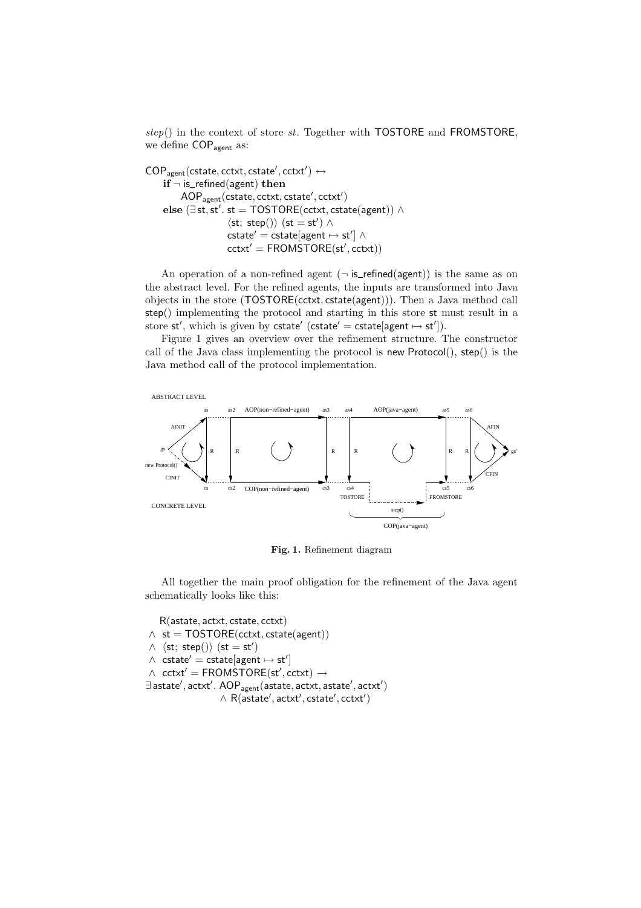*step*() in the context of store *st*. Together with $\mathsf{TOSTORE}$ and $\mathsf{FROMSTORE}$, we define $\mathsf{COP_{agent}}$ as:

$$
\begin{aligned}
&\mathsf{COP_{agent}}(\mathsf{cstate}, \mathsf{cctxt}, \mathsf{cstate}', \mathsf{cctxt}') \leftrightarrow \\
&\quad \textbf{if } \neg\ \mathsf{is\_refined}(\mathsf{agent}) \textbf{ then} \\
&\qquad \mathsf{AOP_{agent}}(\mathsf{cstate}, \mathsf{cctxt}, \mathsf{cstate}', \mathsf{cctxt}') \\
&\quad \textbf{else } (\exists\, \mathsf{st}, \mathsf{st}'.\ \mathsf{st} = \mathsf{TOSTORE}(\mathsf{cctxt}, \mathsf{cstate}(\mathsf{agent})) \wedge \\
&\qquad\qquad \langle \mathsf{st};\ \mathsf{step}() \rangle\ (\mathsf{st} = \mathsf{st}') \wedge \\
&\qquad\qquad \mathsf{cstate}' = \mathsf{cstate}[\mathsf{agent} \mapsto \mathsf{st}'] \wedge \\
&\qquad\qquad \mathsf{cctxt}' = \mathsf{FROMSTORE}(\mathsf{st}', \mathsf{cctxt}))
\end{aligned}
$$

An operation of a non-refined agent ($\neg\ \mathsf{is\_refined}(\mathsf{agent})$) is the same as on the abstract level. For the refined agents, the inputs are transformed into Java objects in the store ($\mathsf{TOSTORE}(\mathsf{cctxt}, \mathsf{cstate}(\mathsf{agent}))$). Then a Java method call step() implementing the protocol and starting in this store st must result in a store $\mathsf{st}'$, which is given by $\mathsf{cstate}'$ ($\mathsf{cstate}' = \mathsf{cstate}[\mathsf{agent} \mapsto \mathsf{st}']$).

Figure 1 gives an overview over the refinement structure. The constructor call of the Java class implementing the protocol is new Protocol(), step() is the Java method call of the protocol implementation.

**Fig. 1.** Refinement diagram

All together the main proof obligation for the refinement of the Java agent schematically looks like this:

$$
\begin{aligned}
&\phantom{\wedge\ } \mathsf{R}(\mathsf{astate}, \mathsf{actxt}, \mathsf{cstate}, \mathsf{cctxt}) \\
&\wedge\ \mathsf{st} = \mathsf{TOSTORE}(\mathsf{cctxt}, \mathsf{cstate}(\mathsf{agent})) \\
&\wedge\ \langle \mathsf{st};\ \mathsf{step}() \rangle\ (\mathsf{st} = \mathsf{st}') \\
&\wedge\ \mathsf{cstate}' = \mathsf{cstate}[\mathsf{agent} \mapsto \mathsf{st}'] \\
&\wedge\ \mathsf{cctxt}' = \mathsf{FROMSTORE}(\mathsf{st}', \mathsf{cctxt}) \rightarrow \\
&\exists\, \mathsf{astate}', \mathsf{actxt}'.\ \mathsf{AOP_{agent}}(\mathsf{astate}, \mathsf{actxt}, \mathsf{astate}', \mathsf{actxt}') \\
&\qquad\qquad \wedge\ \mathsf{R}(\mathsf{astate}', \mathsf{actxt}', \mathsf{cstate}', \mathsf{cctxt}')
\end{aligned}
$$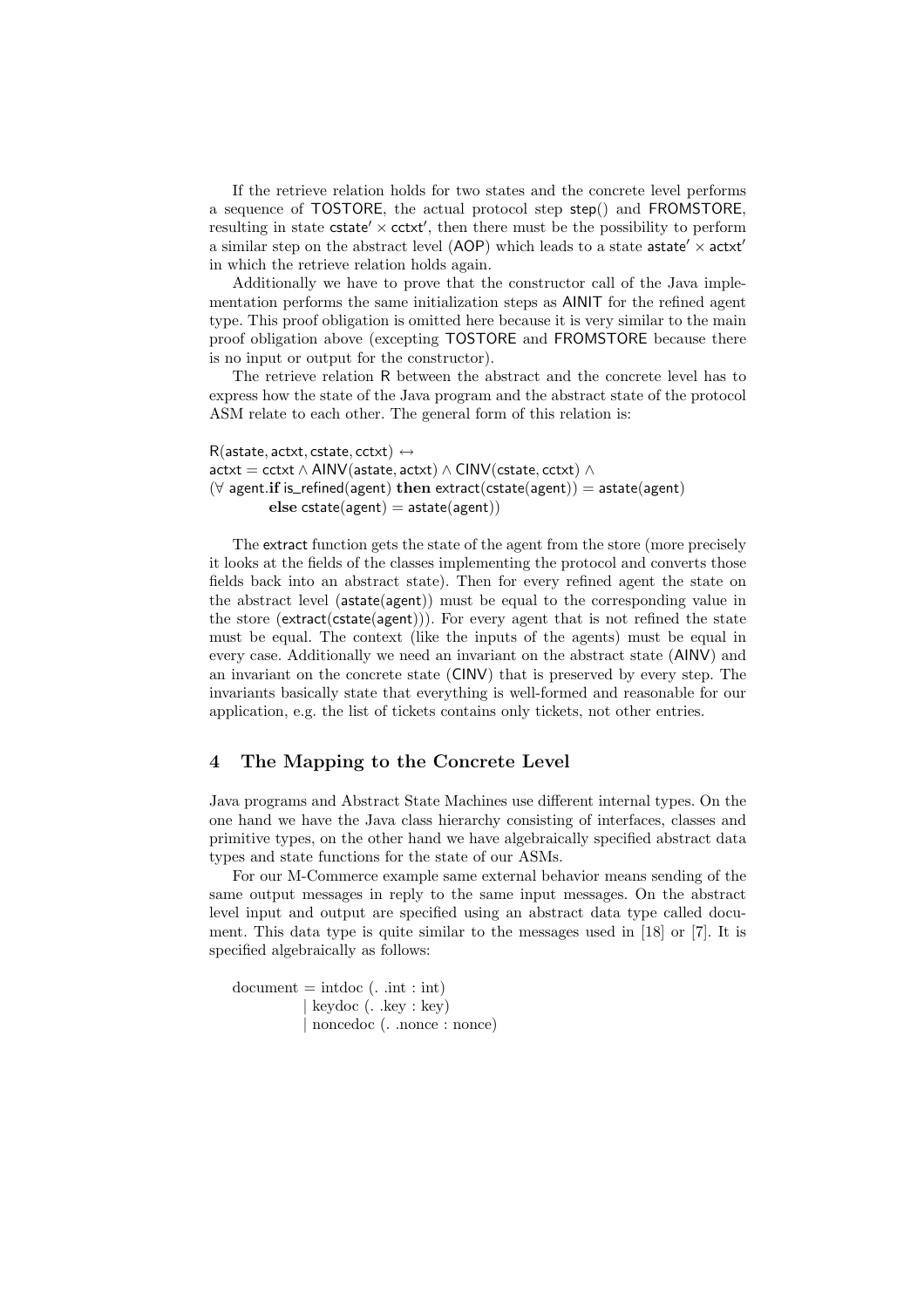If the retrieve relation holds for two states and the concrete level performs a sequence of TOSTORE, the actual protocol step step() and FROMSTORE, resulting in state $\mathsf{cstate}' \times \mathsf{cctxt}'$, then there must be the possibility to perform a similar step on the abstract level (AOP) which leads to a state $\mathsf{astate}' \times \mathsf{actxt}'$ in which the retrieve relation holds again.

Additionally we have to prove that the constructor call of the Java implementation performs the same initialization steps as AINIT for the refined agent type. This proof obligation is omitted here because it is very similar to the main proof obligation above (excepting TOSTORE and FROMSTORE because there is no input or output for the constructor).

The retrieve relation R between the abstract and the concrete level has to express how the state of the Java program and the abstract state of the protocol ASM relate to each other. The general form of this relation is:

$$
\begin{aligned}
&\mathsf{R}(\mathsf{astate}, \mathsf{actxt}, \mathsf{cstate}, \mathsf{cctxt}) \leftrightarrow \\
&\mathsf{actxt} = \mathsf{cctxt} \wedge \mathsf{AINV}(\mathsf{astate}, \mathsf{actxt}) \wedge \mathsf{CINV}(\mathsf{cstate}, \mathsf{cctxt}) \wedge \\
&(\forall\ \mathsf{agent}.\ \mathbf{if}\ \mathsf{is\_refined}(\mathsf{agent})\ \mathbf{then}\ \mathsf{extract}(\mathsf{cstate}(\mathsf{agent})) = \mathsf{astate}(\mathsf{agent}) \\
&\qquad \mathbf{else}\ \mathsf{cstate}(\mathsf{agent}) = \mathsf{astate}(\mathsf{agent}))
\end{aligned}
$$

The extract function gets the state of the agent from the store (more precisely it looks at the fields of the classes implementing the protocol and converts those fields back into an abstract state). Then for every refined agent the state on the abstract level (astate(agent)) must be equal to the corresponding value in the store (extract(cstate(agent))). For every agent that is not refined the state must be equal. The context (like the inputs of the agents) must be equal in every case. Additionally we need an invariant on the abstract state (AINV) and an invariant on the concrete state (CINV) that is preserved by every step. The invariants basically state that everything is well-formed and reasonable for our application, e.g. the list of tickets contains only tickets, not other entries.

## 4 The Mapping to the Concrete Level

Java programs and Abstract State Machines use different internal types. On the one hand we have the Java class hierarchy consisting of interfaces, classes and primitive types, on the other hand we have algebraically specified abstract data types and state functions for the state of our ASMs.

For our M-Commerce example same external behavior means sending of the same output messages in reply to the same input messages. On the abstract level input and output are specified using an abstract data type called document. This data type is quite similar to the messages used in [18] or [7]. It is specified algebraically as follows:

```
document = intdoc (. .int : int)
         | keydoc (. .key : key)
         | noncedoc (. .nonce : nonce)
```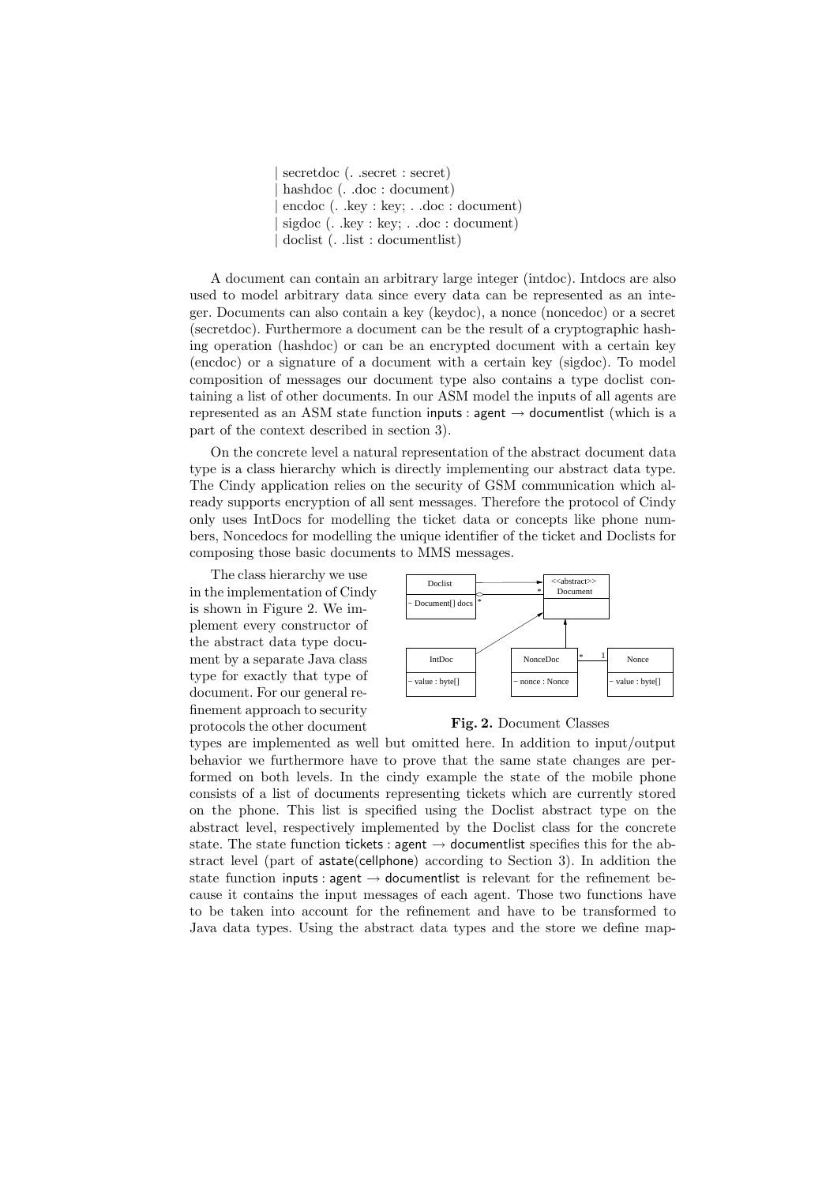| secretdoc (. .secret : secret)
| hashdoc (. .doc : document)
| encdoc (. .key : key; . .doc : document)
| sigdoc (. .key : key; . .doc : document)
| doclist (. .list : documentlist)

A document can contain an arbitrary large integer (intdoc). Intdocs are also used to model arbitrary data since every data can be represented as an integer. Documents can also contain a key (keydoc), a nonce (noncedoc) or a secret (secretdoc). Furthermore a document can be the result of a cryptographic hashing operation (hashdoc) or can be an encrypted document with a certain key (encdoc) or a signature of a document with a certain key (sigdoc). To model composition of messages our document type also contains a type doclist containing a list of other documents. In our ASM model the inputs of all agents are represented as an ASM state function inputs : agent → documentlist (which is a part of the context described in section 3).

On the concrete level a natural representation of the abstract document data type is a class hierarchy which is directly implementing our abstract data type. The Cindy application relies on the security of GSM communication which already supports encryption of all sent messages. Therefore the protocol of Cindy only uses IntDocs for modelling the ticket data or concepts like phone numbers, Noncedocs for modelling the unique identifier of the ticket and Doclists for composing those basic documents to MMS messages.

The class hierarchy we use in the implementation of Cindy is shown in Figure 2. We implement every constructor of the abstract data type document by a separate Java class type for exactly that type of document. For our general refinement approach to security protocols the other document types are implemented as well but omitted here. In addition to input/output behavior we furthermore have to prove that the same state changes are performed on both levels. In the cindy example the state of the mobile phone consists of a list of documents representing tickets which are currently stored on the phone. This list is specified using the Doclist abstract type on the abstract level, respectively implemented by the Doclist class for the concrete state. The state function tickets : agent → documentlist specifies this for the abstract level (part of astate(cellphone) according to Section 3). In addition the state function inputs : agent → documentlist is relevant for the refinement because it contains the input messages of each agent. Those two functions have to be taken into account for the refinement and have to be transformed to Java data types. Using the abstract data types and the store we define map-

**Fig. 2.** Document Classes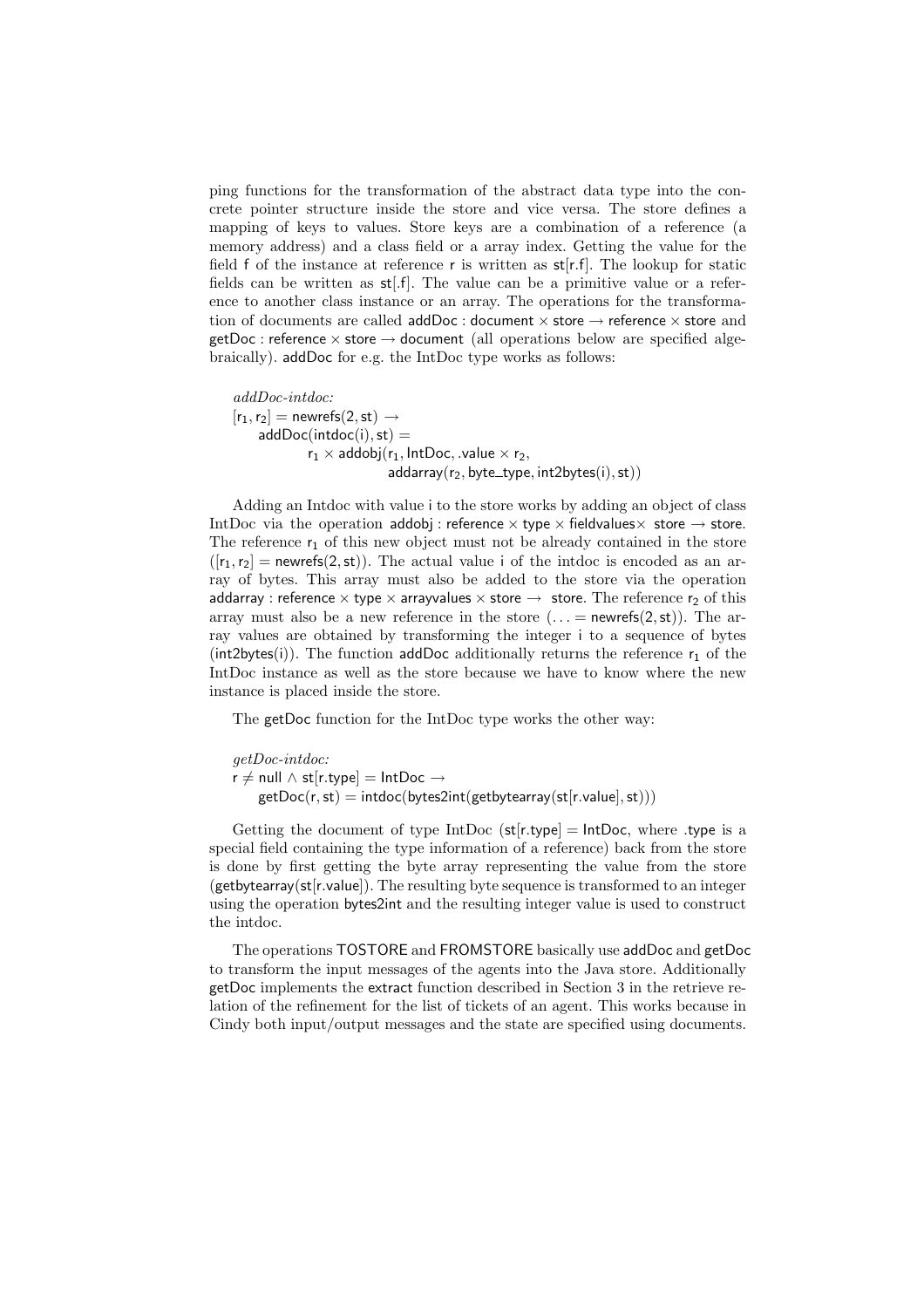ping functions for the transformation of the abstract data type into the concrete pointer structure inside the store and vice versa. The store defines a mapping of keys to values. Store keys are a combination of a reference (a memory address) and a class field or a array index. Getting the value for the field f of the instance at reference r is written as st[r.f]. The lookup for static fields can be written as st[.f]. The value can be a primitive value or a reference to another class instance or an array. The operations for the transformation of documents are called addDoc : document × store → reference × store and getDoc : reference × store → document (all operations below are specified algebraically). addDoc for e.g. the IntDoc type works as follows:

*addDoc-intdoc:*

$$
\begin{array}{l}
[\mathsf{r}_1, \mathsf{r}_2] = \mathsf{newrefs}(2, \mathsf{st}) \rightarrow \\
\quad \mathsf{addDoc}(\mathsf{intdoc}(\mathsf{i}), \mathsf{st}) = \\
\qquad \mathsf{r}_1 \times \mathsf{addobj}(\mathsf{r}_1, \mathsf{IntDoc}, .\mathsf{value} \times \mathsf{r}_2, \\
\qquad\qquad \mathsf{addarray}(\mathsf{r}_2, \mathsf{byte\_type}, \mathsf{int2bytes}(\mathsf{i}), \mathsf{st}))
\end{array}
$$

Adding an Intdoc with value i to the store works by adding an object of class IntDoc via the operation addobj : reference × type × fieldvalues× store → store. The reference $\mathsf{r}_1$ of this new object must not be already contained in the store ($[\mathsf{r}_1, \mathsf{r}_2] = \mathsf{newrefs}(2, \mathsf{st})$). The actual value i of the intdoc is encoded as an array of bytes. This array must also be added to the store via the operation addarray : reference × type × arrayvalues × store → store. The reference $\mathsf{r}_2$ of this array must also be a new reference in the store ($\ldots = \mathsf{newrefs}(2, \mathsf{st})$). The array values are obtained by transforming the integer i to a sequence of bytes (int2bytes(i)). The function addDoc additionally returns the reference $\mathsf{r}_1$ of the IntDoc instance as well as the store because we have to know where the new instance is placed inside the store.

The getDoc function for the IntDoc type works the other way:

*getDoc-intdoc:*

$$
\begin{array}{l}
\mathsf{r} \neq \mathsf{null} \wedge \mathsf{st}[\mathsf{r}.\mathsf{type}] = \mathsf{IntDoc} \rightarrow \\
\quad \mathsf{getDoc}(\mathsf{r}, \mathsf{st}) = \mathsf{intdoc}(\mathsf{bytes2int}(\mathsf{getbytearray}(\mathsf{st}[\mathsf{r}.\mathsf{value}], \mathsf{st})))
\end{array}
$$

Getting the document of type IntDoc (st[r.type] = IntDoc, where .type is a special field containing the type information of a reference) back from the store is done by first getting the byte array representing the value from the store (getbytearray(st[r.value])). The resulting byte sequence is transformed to an integer using the operation bytes2int and the resulting integer value is used to construct the intdoc.

The operations TOSTORE and FROMSTORE basically use addDoc and getDoc to transform the input messages of the agents into the Java store. Additionally getDoc implements the extract function described in Section 3 in the retrieve relation of the refinement for the list of tickets of an agent. This works because in Cindy both input/output messages and the state are specified using documents.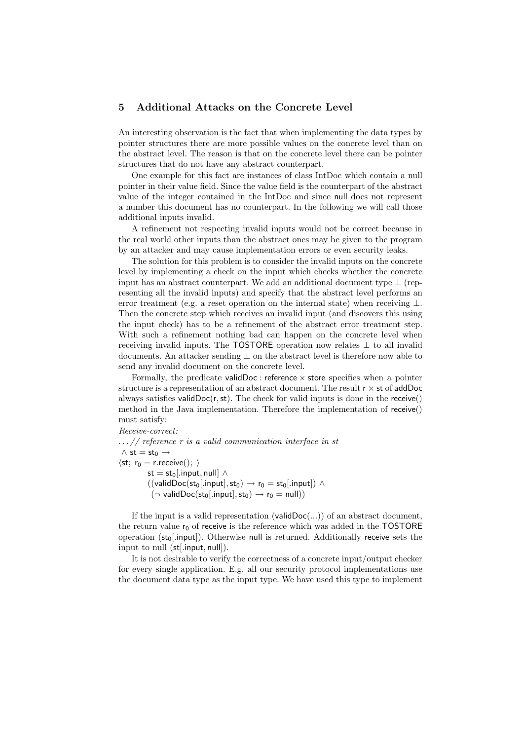## 5 Additional Attacks on the Concrete Level

An interesting observation is the fact that when implementing the data types by pointer structures there are more possible values on the concrete level than on the abstract level. The reason is that on the concrete level there can be pointer structures that do not have any abstract counterpart.

One example for this fact are instances of class IntDoc which contain a null pointer in their value field. Since the value field is the counterpart of the abstract value of the integer contained in the IntDoc and since null does not represent a number this document has no counterpart. In the following we will call those additional inputs invalid.

A refinement not respecting invalid inputs would not be correct because in the real world other inputs than the abstract ones may be given to the program by an attacker and may cause implementation errors or even security leaks.

The solution for this problem is to consider the invalid inputs on the concrete level by implementing a check on the input which checks whether the concrete input has an abstract counterpart. We add an additional document type $\perp$ (representing all the invalid inputs) and specify that the abstract level performs an error treatment (e.g. a reset operation on the internal state) when receiving $\perp$. Then the concrete step which receives an invalid input (and discovers this using the input check) has to be a refinement of the abstract error treatment step. With such a refinement nothing bad can happen on the concrete level when receiving invalid inputs. The TOSTORE operation now relates $\perp$ to all invalid documents. An attacker sending $\perp$ on the abstract level is therefore now able to send any invalid document on the concrete level.

Formally, the predicate validDoc : reference $\times$ store specifies when a pointer structure is a representation of an abstract document. The result r $\times$ st of addDoc always satisfies validDoc(r, st). The check for valid inputs is done in the receive() method in the Java implementation. Therefore the implementation of receive() must satisfy:

*Receive-correct:*

$\ldots$ *// reference r is a valid communication interface in st*
$\wedge\ \mathsf{st} = \mathsf{st}_0 \rightarrow$
$\langle \mathsf{st};\ \mathsf{r}_0 = \mathsf{r.receive}();\ \rangle$
$\qquad \mathsf{st} = \mathsf{st}_0[.\mathsf{input}, \mathsf{null}] \wedge$
$\qquad ((\mathsf{validDoc}(\mathsf{st}_0[.\mathsf{input}], \mathsf{st}_0) \rightarrow \mathsf{r}_0 = \mathsf{st}_0[.\mathsf{input}]) \wedge$
$\qquad\ (\neg\ \mathsf{validDoc}(\mathsf{st}_0[.\mathsf{input}], \mathsf{st}_0) \rightarrow \mathsf{r}_0 = \mathsf{null}))$

If the input is a valid representation (validDoc(...)) of an abstract document, the return value $\mathsf{r}_0$ of receive is the reference which was added in the TOSTORE operation ($\mathsf{st}_0[.\mathsf{input}]$). Otherwise null is returned. Additionally receive sets the input to null ($\mathsf{st}[.\mathsf{input}, \mathsf{null}]$).

It is not desirable to verify the correctness of a concrete input/output checker for every single application. E.g. all our security protocol implementations use the document data type as the input type. We have used this type to implement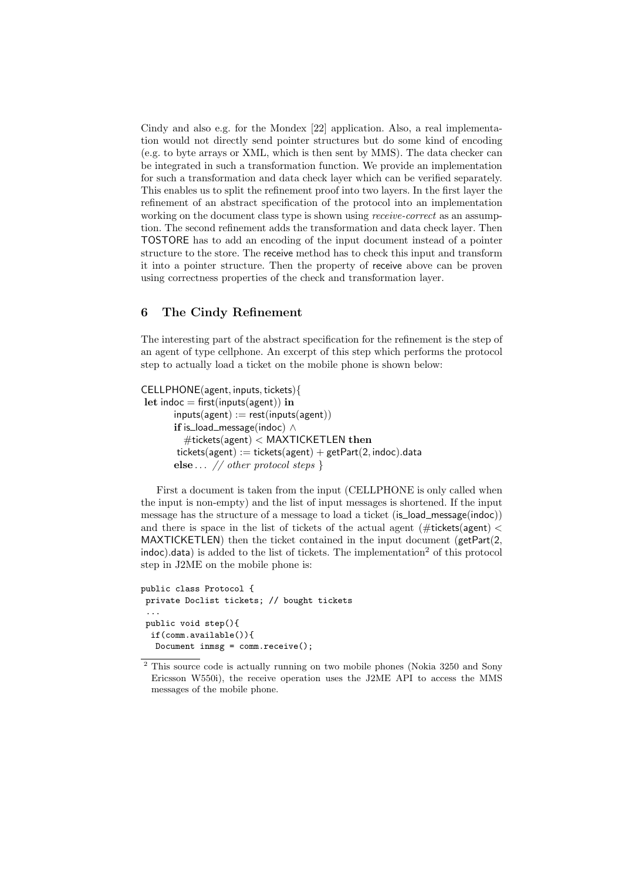Cindy and also e.g. for the Mondex [22] application. Also, a real implementation would not directly send pointer structures but do some kind of encoding (e.g. to byte arrays or XML, which is then sent by MMS). The data checker can be integrated in such a transformation function. We provide an implementation for such a transformation and data check layer which can be verified separately. This enables us to split the refinement proof into two layers. In the first layer the refinement of an abstract specification of the protocol into an implementation working on the document class type is shown using *receive-correct* as an assumption. The second refinement adds the transformation and data check layer. Then TOSTORE has to add an encoding of the input document instead of a pointer structure to the store. The receive method has to check this input and transform it into a pointer structure. Then the property of receive above can be proven using correctness properties of the check and transformation layer.

## 6 The Cindy Refinement

The interesting part of the abstract specification for the refinement is the step of an agent of type cellphone. An excerpt of this step which performs the protocol step to actually load a ticket on the mobile phone is shown below:

CELLPHONE(agent, inputs, tickets){
**let** indoc = first(inputs(agent)) **in**
inputs(agent) := rest(inputs(agent))
**if** is_load_message(indoc) $\wedge$
#tickets(agent) < MAXTICKETLEN **then**
tickets(agent) := tickets(agent) + getPart(2, indoc).data
**else** . . . *// other protocol steps* }

First a document is taken from the input (CELLPHONE is only called when the input is non-empty) and the list of input messages is shortened. If the input message has the structure of a message to load a ticket (is_load_message(indoc)) and there is space in the list of tickets of the actual agent (#tickets(agent) < MAXTICKETLEN) then the ticket contained in the input document (getPart(2, indoc).data) is added to the list of tickets. The implementation[2] of this protocol step in J2ME on the mobile phone is:

```
public class Protocol {
 private Doclist tickets; // bought tickets
 ...
 public void step(){
  if(comm.available()){
   Document inmsg = comm.receive();
```

[2] This source code is actually running on two mobile phones (Nokia 3250 and Sony Ericsson W550i), the receive operation uses the J2ME API to access the MMS messages of the mobile phone.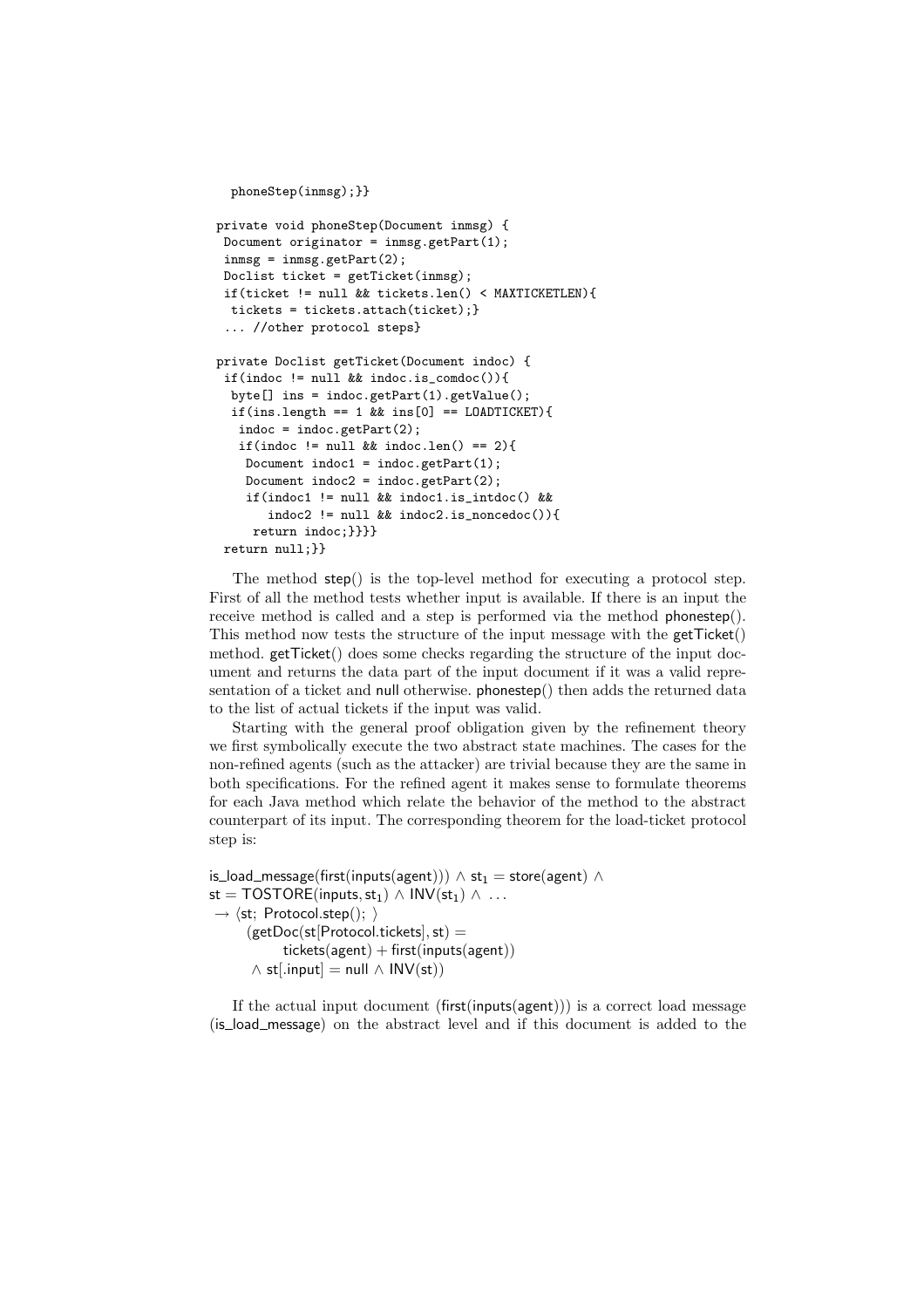```
  phoneStep(inmsg);}}

private void phoneStep(Document inmsg) {
 Document originator = inmsg.getPart(1);
 inmsg = inmsg.getPart(2);
 Doclist ticket = getTicket(inmsg);
 if(ticket != null && tickets.len() < MAXTICKETLEN){
  tickets = tickets.attach(ticket);}
 ... //other protocol steps}

private Doclist getTicket(Document indoc) {
 if(indoc != null && indoc.is_comdoc()){
  byte[] ins = indoc.getPart(1).getValue();
  if(ins.length == 1 && ins[0] == LOADTICKET){
   indoc = indoc.getPart(2);
   if(indoc != null && indoc.len() == 2){
    Document indoc1 = indoc.getPart(1);
    Document indoc2 = indoc.getPart(2);
    if(indoc1 != null && indoc1.is_intdoc() &&
       indoc2 != null && indoc2.is_noncedoc()){
     return indoc;}}}}
 return null;}}
```

The method step() is the top-level method for executing a protocol step. First of all the method tests whether input is available. If there is an input the receive method is called and a step is performed via the method phonestep(). This method now tests the structure of the input message with the getTicket() method. getTicket() does some checks regarding the structure of the input document and returns the data part of the input document if it was a valid representation of a ticket and null otherwise. phonestep() then adds the returned data to the list of actual tickets if the input was valid.

Starting with the general proof obligation given by the refinement theory we first symbolically execute the two abstract state machines. The cases for the non-refined agents (such as the attacker) are trivial because they are the same in both specifications. For the refined agent it makes sense to formulate theorems for each Java method which relate the behavior of the method to the abstract counterpart of its input. The corresponding theorem for the load-ticket protocol step is:

$$
\begin{aligned}
&\mathsf{is\_load\_message}(\mathsf{first}(\mathsf{inputs}(\mathsf{agent}))) \wedge \mathsf{st}_1 = \mathsf{store}(\mathsf{agent}) \wedge \\
&\mathsf{st} = \mathsf{TOSTORE}(\mathsf{inputs}, \mathsf{st}_1) \wedge \mathsf{INV}(\mathsf{st}_1) \wedge \ \ldots \\
&\rightarrow \langle \mathsf{st};\ \mathsf{Protocol.step}();\ \rangle \\
&\qquad (\mathsf{getDoc}(\mathsf{st}[\mathsf{Protocol.tickets}], \mathsf{st}) = \\
&\qquad\qquad \mathsf{tickets}(\mathsf{agent}) + \mathsf{first}(\mathsf{inputs}(\mathsf{agent})) \\
&\qquad \wedge \mathsf{st}[.\mathsf{input}] = \mathsf{null} \wedge \mathsf{INV}(\mathsf{st}))
\end{aligned}
$$

If the actual input document (first(inputs(agent))) is a correct load message (is_load_message) on the abstract level and if this document is added to the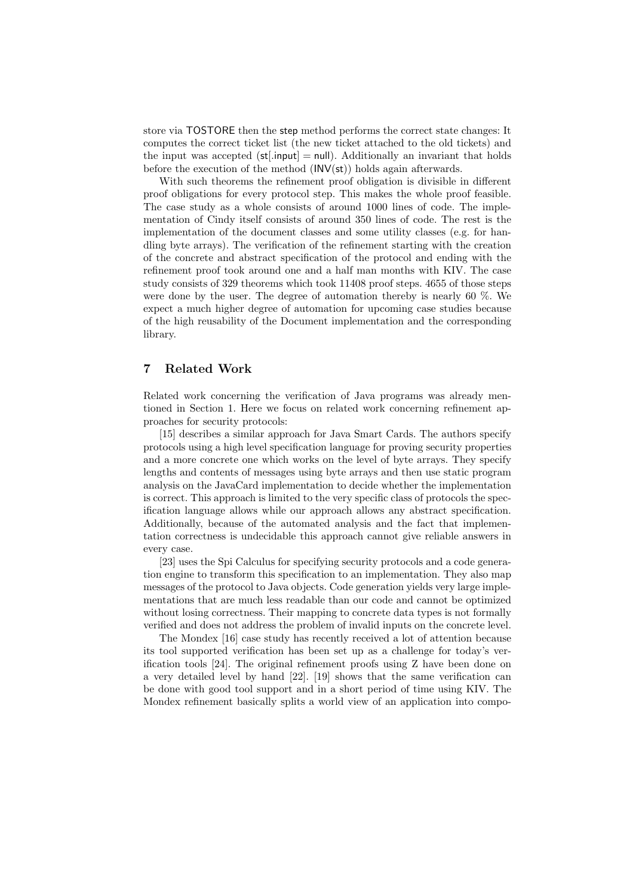store via TOSTORE then the step method performs the correct state changes: It computes the correct ticket list (the new ticket attached to the old tickets) and the input was accepted (st[.input] = null). Additionally an invariant that holds before the execution of the method (INV(st)) holds again afterwards.

With such theorems the refinement proof obligation is divisible in different proof obligations for every protocol step. This makes the whole proof feasible. The case study as a whole consists of around 1000 lines of code. The implementation of Cindy itself consists of around 350 lines of code. The rest is the implementation of the document classes and some utility classes (e.g. for handling byte arrays). The verification of the refinement starting with the creation of the concrete and abstract specification of the protocol and ending with the refinement proof took around one and a half man months with KIV. The case study consists of 329 theorems which took 11408 proof steps. 4655 of those steps were done by the user. The degree of automation thereby is nearly 60 %. We expect a much higher degree of automation for upcoming case studies because of the high reusability of the Document implementation and the corresponding library.

## 7 Related Work

Related work concerning the verification of Java programs was already mentioned in Section 1. Here we focus on related work concerning refinement approaches for security protocols:

[15] describes a similar approach for Java Smart Cards. The authors specify protocols using a high level specification language for proving security properties and a more concrete one which works on the level of byte arrays. They specify lengths and contents of messages using byte arrays and then use static program analysis on the JavaCard implementation to decide whether the implementation is correct. This approach is limited to the very specific class of protocols the specification language allows while our approach allows any abstract specification. Additionally, because of the automated analysis and the fact that implementation correctness is undecidable this approach cannot give reliable answers in every case.

[23] uses the Spi Calculus for specifying security protocols and a code generation engine to transform this specification to an implementation. They also map messages of the protocol to Java objects. Code generation yields very large implementations that are much less readable than our code and cannot be optimized without losing correctness. Their mapping to concrete data types is not formally verified and does not address the problem of invalid inputs on the concrete level.

The Mondex [16] case study has recently received a lot of attention because its tool supported verification has been set up as a challenge for today's verification tools [24]. The original refinement proofs using Z have been done on a very detailed level by hand [22]. [19] shows that the same verification can be done with good tool support and in a short period of time using KIV. The Mondex refinement basically splits a world view of an application into compo-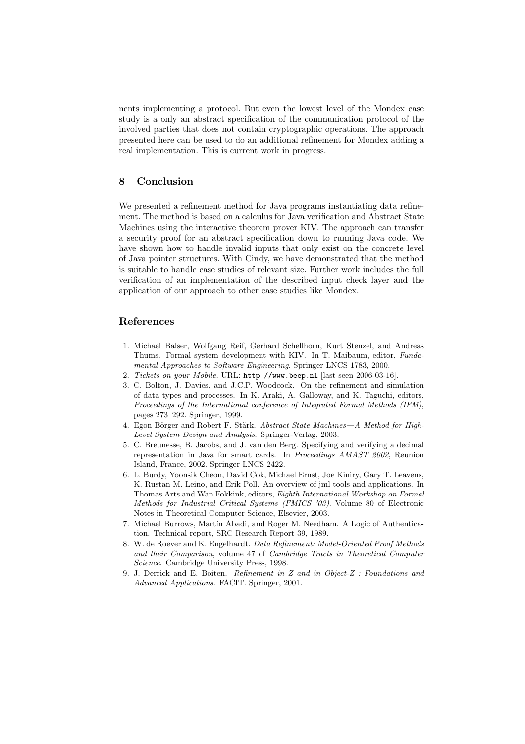nents implementing a protocol. But even the lowest level of the Mondex case study is a only an abstract specification of the communication protocol of the involved parties that does not contain cryptographic operations. The approach presented here can be used to do an additional refinement for Mondex adding a real implementation. This is current work in progress.

## 8 Conclusion

We presented a refinement method for Java programs instantiating data refinement. The method is based on a calculus for Java verification and Abstract State Machines using the interactive theorem prover KIV. The approach can transfer a security proof for an abstract specification down to running Java code. We have shown how to handle invalid inputs that only exist on the concrete level of Java pointer structures. With Cindy, we have demonstrated that the method is suitable to handle case studies of relevant size. Further work includes the full verification of an implementation of the described input check layer and the application of our approach to other case studies like Mondex.

## References

1. Michael Balser, Wolfgang Reif, Gerhard Schellhorn, Kurt Stenzel, and Andreas Thums. Formal system development with KIV. In T. Maibaum, editor, *Fundamental Approaches to Software Engineering*. Springer LNCS 1783, 2000.
2. *Tickets on your Mobile.* URL: `http://www.beep.nl` [last seen 2006-03-16].
3. C. Bolton, J. Davies, and J.C.P. Woodcock. On the refinement and simulation of data types and processes. In K. Araki, A. Galloway, and K. Taguchi, editors, *Proceedings of the International conference of Integrated Formal Methods (IFM)*, pages 273–292. Springer, 1999.
4. Egon Börger and Robert F. Stärk. *Abstract State Machines—A Method for High-Level System Design and Analysis*. Springer-Verlag, 2003.
5. C. Breunesse, B. Jacobs, and J. van den Berg. Specifying and verifying a decimal representation in Java for smart cards. In *Proceedings AMAST 2002*, Reunion Island, France, 2002. Springer LNCS 2422.
6. L. Burdy, Yoonsik Cheon, David Cok, Michael Ernst, Joe Kiniry, Gary T. Leavens, K. Rustan M. Leino, and Erik Poll. An overview of jml tools and applications. In Thomas Arts and Wan Fokkink, editors, *Eighth International Workshop on Formal Methods for Industrial Critical Systems (FMICS '03)*. Volume 80 of Electronic Notes in Theoretical Computer Science, Elsevier, 2003.
7. Michael Burrows, Martín Abadi, and Roger M. Needham. A Logic of Authentication. Technical report, SRC Research Report 39, 1989.
8. W. de Roever and K. Engelhardt. *Data Refinement: Model-Oriented Proof Methods and their Comparison*, volume 47 of *Cambridge Tracts in Theoretical Computer Science*. Cambridge University Press, 1998.
9. J. Derrick and E. Boiten. *Refinement in Z and in Object-Z : Foundations and Advanced Applications*. FACIT. Springer, 2001.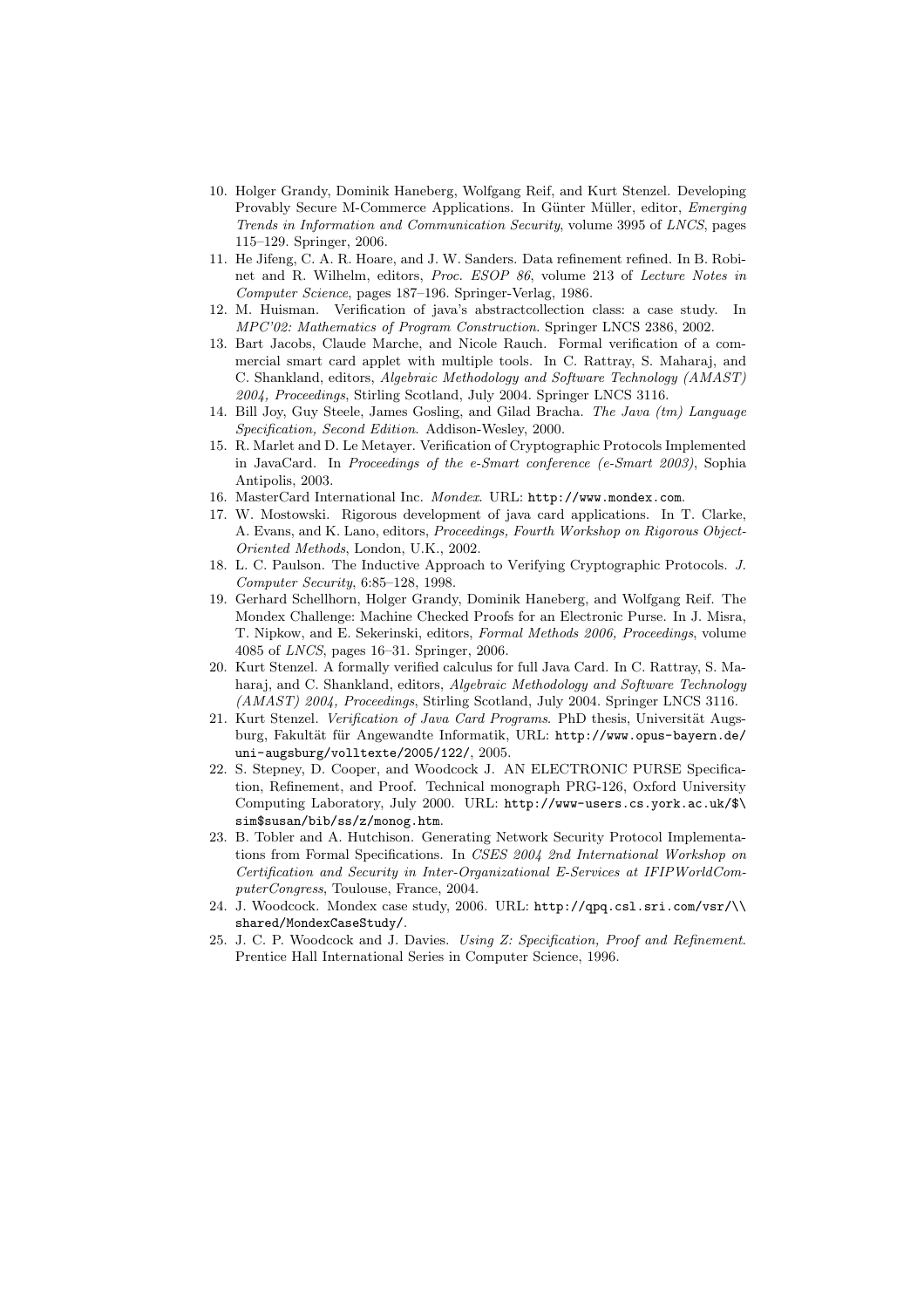10. Holger Grandy, Dominik Haneberg, Wolfgang Reif, and Kurt Stenzel. Developing Provably Secure M-Commerce Applications. In Günter Müller, editor, *Emerging Trends in Information and Communication Security*, volume 3995 of *LNCS*, pages 115–129. Springer, 2006.
11. He Jifeng, C. A. R. Hoare, and J. W. Sanders. Data refinement refined. In B. Robinet and R. Wilhelm, editors, *Proc. ESOP 86*, volume 213 of *Lecture Notes in Computer Science*, pages 187–196. Springer-Verlag, 1986.
12. M. Huisman. Verification of java's abstractcollection class: a case study. In *MPC'02: Mathematics of Program Construction*. Springer LNCS 2386, 2002.
13. Bart Jacobs, Claude Marche, and Nicole Rauch. Formal verification of a commercial smart card applet with multiple tools. In C. Rattray, S. Maharaj, and C. Shankland, editors, *Algebraic Methodology and Software Technology (AMAST) 2004, Proceedings*, Stirling Scotland, July 2004. Springer LNCS 3116.
14. Bill Joy, Guy Steele, James Gosling, and Gilad Bracha. *The Java (tm) Language Specification, Second Edition*. Addison-Wesley, 2000.
15. R. Marlet and D. Le Metayer. Verification of Cryptographic Protocols Implemented in JavaCard. In *Proceedings of the e-Smart conference (e-Smart 2003)*, Sophia Antipolis, 2003.
16. MasterCard International Inc. *Mondex*. URL: http://www.mondex.com.
17. W. Mostowski. Rigorous development of java card applications. In T. Clarke, A. Evans, and K. Lano, editors, *Proceedings, Fourth Workshop on Rigorous Object-Oriented Methods*, London, U.K., 2002.
18. L. C. Paulson. The Inductive Approach to Verifying Cryptographic Protocols. *J. Computer Security*, 6:85–128, 1998.
19. Gerhard Schellhorn, Holger Grandy, Dominik Haneberg, and Wolfgang Reif. The Mondex Challenge: Machine Checked Proofs for an Electronic Purse. In J. Misra, T. Nipkow, and E. Sekerinski, editors, *Formal Methods 2006, Proceedings*, volume 4085 of *LNCS*, pages 16–31. Springer, 2006.
20. Kurt Stenzel. A formally verified calculus for full Java Card. In C. Rattray, S. Maharaj, and C. Shankland, editors, *Algebraic Methodology and Software Technology (AMAST) 2004, Proceedings*, Stirling Scotland, July 2004. Springer LNCS 3116.
21. Kurt Stenzel. *Verification of Java Card Programs*. PhD thesis, Universität Augsburg, Fakultät für Angewandte Informatik, URL: http://www.opus-bayern.de/uni-augsburg/volltexte/2005/122/, 2005.
22. S. Stepney, D. Cooper, and Woodcock J. AN ELECTRONIC PURSE Specification, Refinement, and Proof. Technical monograph PRG-126, Oxford University Computing Laboratory, July 2000. URL: http://www-users.cs.york.ac.uk/$\sim$susan/bib/ss/z/monog.htm.
23. B. Tobler and A. Hutchison. Generating Network Security Protocol Implementations from Formal Specifications. In *CSES 2004 2nd International Workshop on Certification and Security in Inter-Organizational E-Services at IFIPWorldComputerCongress*, Toulouse, France, 2004.
24. J. Woodcock. Mondex case study, 2006. URL: http://qpq.csl.sri.com/vsr/\\shared/MondexCaseStudy/.
25. J. C. P. Woodcock and J. Davies. *Using Z: Specification, Proof and Refinement*. Prentice Hall International Series in Computer Science, 1996.